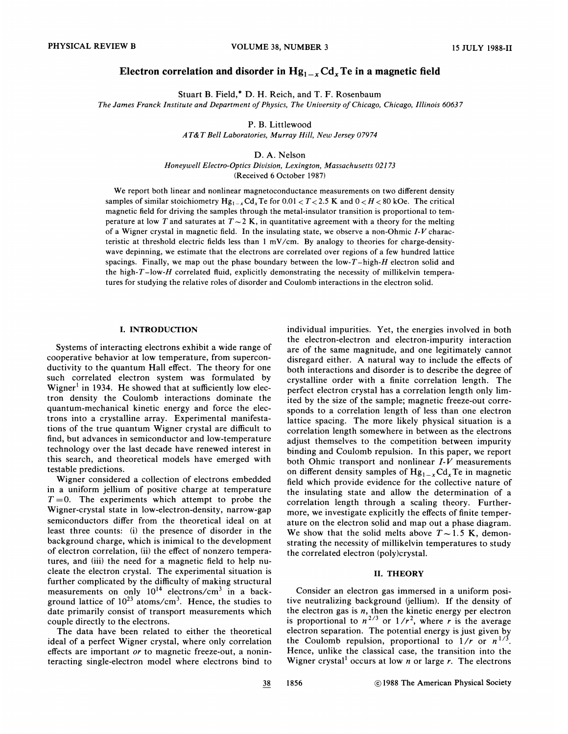# Electron correlation and disorder in $Hg_{1-x}Cd_xTe$ in a magnetic field

Stuart B. Field,* D. H. Reich, and T. F. Rosenbaum

*The James Franck Institute and Department of Physics, The University of Chicago, Chicago, Illinois 60637*

P. B. Littlewood

*AT&T Bell Laboratories, Murray Hill, New Jersey 07974*

D. A. Nelson

*Honeywell Electro-Optics Division, Lexington, Massachusetts 02173*

(Received 6 October 1987)

We report both linear and nonlinear magnetoconductance measurements on two different density samples of similar stoichiometry $Hg_{1-x}Cd_xTe$ for $0.01 < T < 2.5$ K and $0 < H < 80$ kOe. The critical magnetic field for driving the samples through the metal-insulator transition is proportional to temperature at low $T$ and saturates at $T \sim 2$ K, in quantitative agreement with a theory for the melting of a Wigner crystal in magnetic field. In the insulating state, we observe a non-Ohmic $I$-$V$ characteristic at threshold electric fields less than 1 mV/cm. By analogy to theories for charge-density-wave depinning, we estimate that the electrons are correlated over regions of a few hundred lattice spacings. Finally, we map out the phase boundary between the low-$T$–high-$H$ electron solid and the high-$T$–low-$H$ correlated fluid, explicitly demonstrating the necessity of millikelvin temperatures for studying the relative roles of disorder and Coulomb interactions in the electron solid.

## I. INTRODUCTION

Systems of interacting electrons exhibit a wide range of cooperative behavior at low temperature, from superconductivity to the quantum Hall effect. The theory for one such correlated electron system was formulated by Wigner[1] in 1934. He showed that at sufficiently low electron density the Coulomb interactions dominate the quantum-mechanical kinetic energy and force the electrons into a crystalline array. Experimental manifestations of the true quantum Wigner crystal are difficult to find, but advances in semiconductor and low-temperature technology over the last decade have renewed interest in this search, and theoretical models have emerged with testable predictions.

Wigner considered a collection of electrons embedded in a uniform jellium of positive charge at temperature $T=0$. The experiments which attempt to probe the Wigner-crystal state in low-electron-density, narrow-gap semiconductors differ from the theoretical ideal on at least three counts: (i) the presence of disorder in the background charge, which is inimical to the development of electron correlation, (ii) the effect of nonzero temperatures, and (iii) the need for a magnetic field to help nucleate the electron crystal. The experimental situation is further complicated by the difficulty of making structural measurements on only $10^{14}$ electrons/cm$^3$ in a background lattice of $10^{23}$ atoms/cm$^3$. Hence, the studies to date primarily consist of transport measurements which couple directly to the electrons.

The data have been related to either the theoretical ideal of a perfect Wigner crystal, where only correlation effects are important *or* to magnetic freeze-out, a noninteracting single-electron model where electrons bind to individual impurities. Yet, the energies involved in both the electron-electron and electron-impurity interaction are of the same magnitude, and one legitimately cannot disregard either. A natural way to include the effects of both interactions and disorder is to describe the degree of crystalline order with a finite correlation length. The perfect electron crystal has a correlation length only limited by the size of the sample; magnetic freeze-out corresponds to a correlation length of less than one electron lattice spacing. The more likely physical situation is a correlation length somewhere in between as the electrons adjust themselves to the competition between impurity binding and Coulomb repulsion. In this paper, we report both Ohmic transport and nonlinear $I$-$V$ measurements on different density samples of $Hg_{1-x}Cd_xTe$ in magnetic field which provide evidence for the collective nature of the insulating state and allow the determination of a correlation length through a scaling theory. Furthermore, we investigate explicitly the effects of finite temperature on the electron solid and map out a phase diagram. We show that the solid melts above $T \sim 1.5$ K, demonstrating the necessity of millikelvin temperatures to study the correlated electron (poly)crystal.

## II. THEORY

Consider an electron gas immersed in a uniform positive neutralizing background (jellium). If the density of the electron gas is $n$, then the kinetic energy per electron is proportional to $n^{2/3}$ or $1/r^2$, where $r$ is the average electron separation. The potential energy is just given by the Coulomb repulsion, proportional to $1/r$ or $n^{1/3}$. Hence, unlike the classical case, the transition into the Wigner crystal[1] occurs at low $n$ or large $r$. The electrons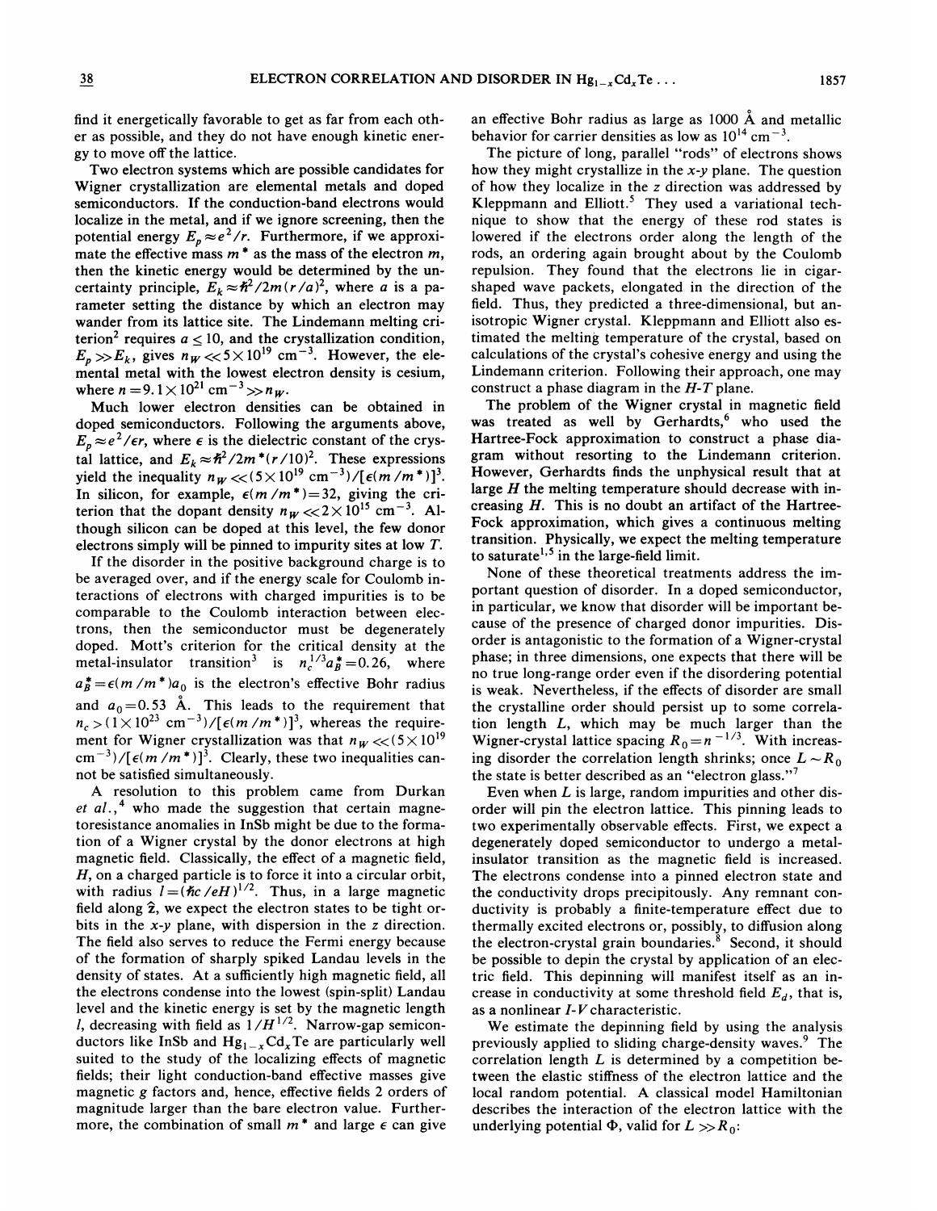find it energetically favorable to get as far from each other as possible, and they do not have enough kinetic energy to move off the lattice.

Two electron systems which are possible candidates for Wigner crystallization are elemental metals and doped semiconductors. If the conduction-band electrons would localize in the metal, and if we ignore screening, then the potential energy $E_p \approx e^2/r$. Furthermore, if we approximate the effective mass $m^*$ as the mass of the electron $m$, then the kinetic energy would be determined by the uncertainty principle, $E_k \approx \hbar^2/2m(r/a)^2$, where $a$ is a parameter setting the distance by which an electron may wander from its lattice site. The Lindemann melting criterion[2] requires $a \leq 10$, and the crystallization condition, $E_p \gg E_k$, gives $n_W \ll 5\times10^{19}$ cm$^{-3}$. However, the elemental metal with the lowest electron density is cesium, where $n = 9.1\times10^{21}$ cm$^{-3} \gg n_W$.

Much lower electron densities can be obtained in doped semiconductors. Following the arguments above, $E_p \approx e^2/\epsilon r$, where $\epsilon$ is the dielectric constant of the crystal lattice, and $E_k \approx \hbar^2/2m^*(r/10)^2$. These expressions yield the inequality $n_W \ll (5\times10^{19}\ \text{cm}^{-3})/[\epsilon(m/m^*)]^3$. In silicon, for example, $\epsilon(m/m^*) = 32$, giving the criterion that the dopant density $n_W \ll 2\times10^{15}$ cm$^{-3}$. Although silicon can be doped at this level, the few donor electrons simply will be pinned to impurity sites at low $T$.

If the disorder in the positive background charge is to be averaged over, and if the energy scale for Coulomb interactions of electrons with charged impurities is to be comparable to the Coulomb interaction between electrons, then the semiconductor must be degenerately doped. Mott's criterion for the critical density at the metal-insulator transition[3] is $n_c^{1/3} a_B^* = 0.26$, where $a_B^* = \epsilon(m/m^*)a_0$ is the electron's effective Bohr radius and $a_0 = 0.53$ Å. This leads to the requirement that $n_c > (1\times10^{23}\ \text{cm}^{-3})/[\epsilon(m/m^*)]^3$, whereas the requirement for Wigner crystallization was that $n_W \ll (5\times10^{19}\ \text{cm}^{-3})/[\epsilon(m/m^*)]^3$. Clearly, these two inequalities cannot be satisfied simultaneously.

A resolution to this problem came from Durkan *et al.*,[4] who made the suggestion that certain magnetoresistance anomalies in InSb might be due to the formation of a Wigner crystal by the donor electrons at high magnetic field. Classically, the effect of a magnetic field, $H$, on a charged particle is to force it into a circular orbit, with radius $l = (\hbar c/eH)^{1/2}$. Thus, in a large magnetic field along $\hat{z}$, we expect the electron states to be tight orbits in the $x$-$y$ plane, with dispersion in the $z$ direction. The field also serves to reduce the Fermi energy because of the formation of sharply spiked Landau levels in the density of states. At a sufficiently high magnetic field, all the electrons condense into the lowest (spin-split) Landau level and the kinetic energy is set by the magnetic length $l$, decreasing with field as $1/H^{1/2}$. Narrow-gap semiconductors like InSb and $Hg_{1-x}Cd_xTe$ are particularly well suited to the study of the localizing effects of magnetic fields; their light conduction-band effective masses give magnetic $g$ factors and, hence, effective fields 2 orders of magnitude larger than the bare electron value. Furthermore, the combination of small $m^*$ and large $\epsilon$ can give an effective Bohr radius as large as 1000 Å and metallic behavior for carrier densities as low as $10^{14}$ cm$^{-3}$.

The picture of long, parallel "rods" of electrons shows how they might crystallize in the $x$-$y$ plane. The question of how they localize in the $z$ direction was addressed by Kleppmann and Elliott.[5] They used a variational technique to show that the energy of these rod states is lowered if the electrons order along the length of the rods, an ordering again brought about by the Coulomb repulsion. They found that the electrons lie in cigar-shaped wave packets, elongated in the direction of the field. Thus, they predicted a three-dimensional, but anisotropic Wigner crystal. Kleppmann and Elliott also estimated the melting temperature of the crystal, based on calculations of the crystal's cohesive energy and using the Lindemann criterion. Following their approach, one may construct a phase diagram in the $H$-$T$ plane.

The problem of the Wigner crystal in magnetic field was treated as well by Gerhardts,[6] who used the Hartree-Fock approximation to construct a phase diagram without resorting to the Lindemann criterion. However, Gerhardts finds the unphysical result that at large $H$ the melting temperature should decrease with increasing $H$. This is no doubt an artifact of the Hartree-Fock approximation, which gives a continuous melting transition. Physically, we expect the melting temperature to saturate[1,5] in the large-field limit.

None of these theoretical treatments address the important question of disorder. In a doped semiconductor, in particular, we know that disorder will be important because of the presence of charged donor impurities. Disorder is antagonistic to the formation of a Wigner-crystal phase; in three dimensions, one expects that there will be no true long-range order even if the disordering potential is weak. Nevertheless, if the effects of disorder are small the crystalline order should persist up to some correlation length $L$, which may be much larger than the Wigner-crystal lattice spacing $R_0 = n^{-1/3}$. With increasing disorder the correlation length shrinks; once $L \sim R_0$ the state is better described as an "electron glass."[7]

Even when $L$ is large, random impurities and other disorder will pin the electron lattice. This pinning leads to two experimentally observable effects. First, we expect a degenerately doped semiconductor to undergo a metal-insulator transition as the magnetic field is increased. The electrons condense into a pinned electron state and the conductivity drops precipitously. Any remnant conductivity is probably a finite-temperature effect due to thermally excited electrons or, possibly, to diffusion along the electron-crystal grain boundaries.[8] Second, it should be possible to depin the crystal by application of an electric field. This depinning will manifest itself as an increase in conductivity at some threshold field $E_d$, that is, as a nonlinear $I$-$V$ characteristic.

We estimate the depinning field by using the analysis previously applied to sliding charge-density waves.[9] The correlation length $L$ is determined by a competition between the elastic stiffness of the electron lattice and the local random potential. A classical model Hamiltonian describes the interaction of the electron lattice with the underlying potential $\Phi$, valid for $L \gg R_0$: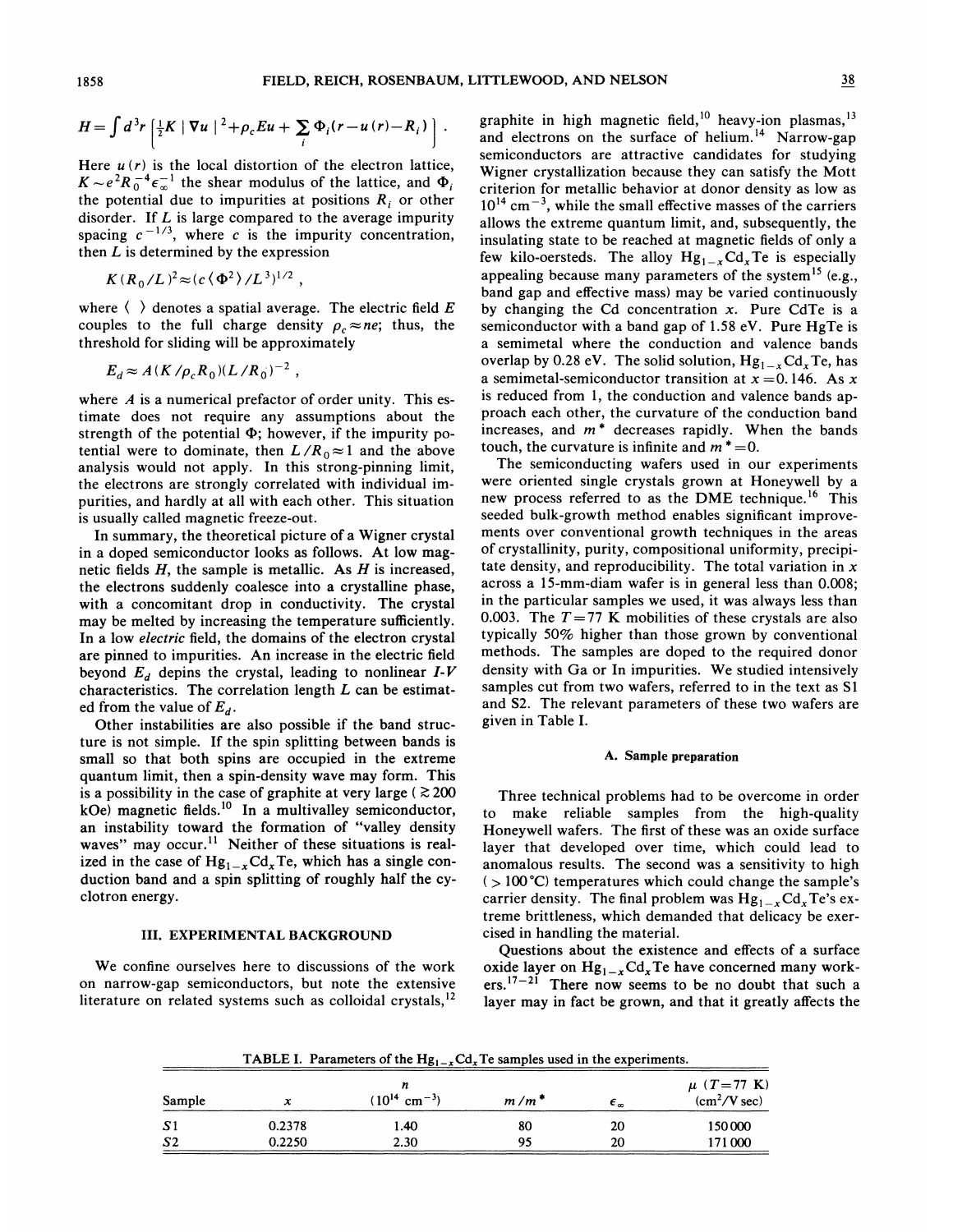$$H=\int d^3r\left[\tfrac{1}{2}K\,|\nabla u|^2+\rho_c E u+\sum_i \Phi_i(r-u(r)-R_i)\right] .$$

Here $u(r)$ is the local distortion of the electron lattice, $K\sim e^2R_0^{-4}\epsilon_\infty^{-1}$ the shear modulus of the lattice, and $\Phi_i$ the potential due to impurities at positions $R_i$ or other disorder. If $L$ is large compared to the average impurity spacing $c^{-1/3}$, where $c$ is the impurity concentration, then $L$ is determined by the expression

$$K(R_0/L)^2\approx(c\langle\Phi^2\rangle/L^3)^{1/2} ,$$

where $\langle\ \rangle$ denotes a spatial average. The electric field $E$ couples to the full charge density $\rho_c\approx ne$; thus, the threshold for sliding will be approximately

$$E_d\approx A(K/\rho_c R_0)(L/R_0)^{-2} ,$$

where $A$ is a numerical prefactor of order unity. This estimate does not require any assumptions about the strength of the potential $\Phi$; however, if the impurity potential were to dominate, then $L/R_0\approx 1$ and the above analysis would not apply. In this strong-pinning limit, the electrons are strongly correlated with individual impurities, and hardly at all with each other. This situation is usually called magnetic freeze-out.

In summary, the theoretical picture of a Wigner crystal in a doped semiconductor looks as follows. At low magnetic fields $H$, the sample is metallic. As $H$ is increased, the electrons suddenly coalesce into a crystalline phase, with a concomitant drop in conductivity. The crystal may be melted by increasing the temperature sufficiently. In a low *electric* field, the domains of the electron crystal are pinned to impurities. An increase in the electric field beyond $E_d$ depins the crystal, leading to nonlinear *I-V* characteristics. The correlation length $L$ can be estimated from the value of $E_d$.

Other instabilities are also possible if the band structure is not simple. If the spin splitting between bands is small so that both spins are occupied in the extreme quantum limit, then a spin-density wave may form. This is a possibility in the case of graphite at very large ($\gtrsim 200$ kOe) magnetic fields.[10] In a multivalley semiconductor, an instability toward the formation of "valley density waves" may occur.[11] Neither of these situations is realized in the case of $Hg_{1-x}Cd_xTe$, which has a single conduction band and a spin splitting of roughly half the cyclotron energy.

## III. EXPERIMENTAL BACKGROUND

We confine ourselves here to discussions of the work on narrow-gap semiconductors, but note the extensive literature on related systems such as colloidal crystals,[12] graphite in high magnetic field,[10] heavy-ion plasmas,[13] and electrons on the surface of helium.[14] Narrow-gap semiconductors are attractive candidates for studying Wigner crystallization because they can satisfy the Mott criterion for metallic behavior at donor density as low as $10^{14}$ cm$^{-3}$, while the small effective masses of the carriers allows the extreme quantum limit, and, subsequently, the insulating state to be reached at magnetic fields of only a few kilo-oersteds. The alloy $Hg_{1-x}Cd_xTe$ is especially appealing because many parameters of the system[15] (e.g., band gap and effective mass) may be varied continuously by changing the Cd concentration $x$. Pure CdTe is a semiconductor with a band gap of 1.58 eV. Pure HgTe is a semimetal where the conduction and valence bands overlap by 0.28 eV. The solid solution, $Hg_{1-x}Cd_xTe$, has a semimetal-semiconductor transition at $x=0.146$. As $x$ is reduced from 1, the conduction and valence bands approach each other, the curvature of the conduction band increases, and $m^*$ decreases rapidly. When the bands touch, the curvature is infinite and $m^*=0$.

The semiconducting wafers used in our experiments were oriented single crystals grown at Honeywell by a new process referred to as the DME technique.[16] This seeded bulk-growth method enables significant improvements over conventional growth techniques in the areas of crystallinity, purity, compositional uniformity, precipitate density, and reproducibility. The total variation in $x$ across a 15-mm-diam wafer is in general less than 0.008; in the particular samples we used, it was always less than 0.003. The $T=77$ K mobilities of these crystals are also typically 50% higher than those grown by conventional methods. The samples are doped to the required donor density with Ga or In impurities. We studied intensively samples cut from two wafers, referred to in the text as S1 and S2. The relevant parameters of these two wafers are given in Table I.

### A. Sample preparation

Three technical problems had to be overcome in order to make reliable samples from the high-quality Honeywell wafers. The first of these was an oxide surface layer that developed over time, which could lead to anomalous results. The second was a sensitivity to high ($>100\,^\circ$C) temperatures which could change the sample's carrier density. The final problem was $Hg_{1-x}Cd_xTe$'s extreme brittleness, which demanded that delicacy be exercised in handling the material.

Questions about the existence and effects of a surface oxide layer on $Hg_{1-x}Cd_xTe$ have concerned many workers.[17–21] There now seems to be no doubt that such a layer may in fact be grown, and that it greatly affects the

TABLE I. Parameters of the $Hg_{1-x}Cd_xTe$ samples used in the experiments.

| Sample | $x$ | $n$ ($10^{14}$ cm$^{-3}$) | $m/m^*$ | $\epsilon_\infty$ | $\mu$ ($T=77$ K) (cm$^2$/V sec) |
|---|---|---|---|---|---|
| S1 | 0.2378 | 1.40 | 80 | 20 | 150 000 |
| S2 | 0.2250 | 2.30 | 95 | 20 | 171 000 |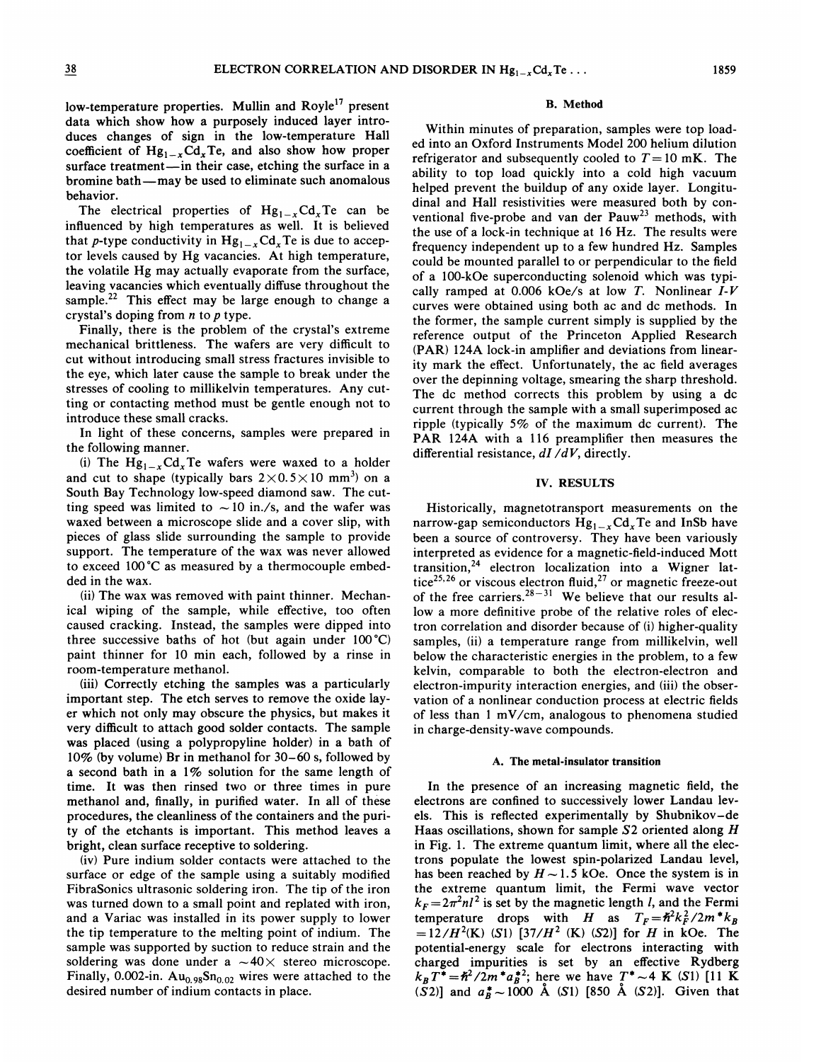low-temperature properties. Mullin and Royle[17] present data which show how a purposely induced layer introduces changes of sign in the low-temperature Hall coefficient of $Hg_{1-x}Cd_xTe$, and also show how proper surface treatment—in their case, etching the surface in a bromine bath—may be used to eliminate such anomalous behavior.

The electrical properties of $Hg_{1-x}Cd_xTe$ can be influenced by high temperatures as well. It is believed that *p*-type conductivity in $Hg_{1-x}Cd_xTe$ is due to acceptor levels caused by Hg vacancies. At high temperature, the volatile Hg may actually evaporate from the surface, leaving vacancies which eventually diffuse throughout the sample.[22] This effect may be large enough to change a crystal's doping from *n* to *p* type.

Finally, there is the problem of the crystal's extreme mechanical brittleness. The wafers are very difficult to cut without introducing small stress fractures invisible to the eye, which later cause the sample to break under the stresses of cooling to millikelvin temperatures. Any cutting or contacting method must be gentle enough not to introduce these small cracks.

In light of these concerns, samples were prepared in the following manner.

(i) The $Hg_{1-x}Cd_xTe$ wafers were waxed to a holder and cut to shape (typically bars $2\times0.5\times10$ mm$^3$) on a South Bay Technology low-speed diamond saw. The cutting speed was limited to $\sim10$ in./s, and the wafer was waxed between a microscope slide and a cover slip, with pieces of glass slide surrounding the sample to provide support. The temperature of the wax was never allowed to exceed 100 °C as measured by a thermocouple embedded in the wax.

(ii) The wax was removed with paint thinner. Mechanical wiping of the sample, while effective, too often caused cracking. Instead, the samples were dipped into three successive baths of hot (but again under 100 °C) paint thinner for 10 min each, followed by a rinse in room-temperature methanol.

(iii) Correctly etching the samples was a particularly important step. The etch serves to remove the oxide layer which not only may obscure the physics, but makes it very difficult to attach good solder contacts. The sample was placed (using a polypropyline holder) in a bath of 10% (by volume) Br in methanol for 30–60 s, followed by a second bath in a 1% solution for the same length of time. It was then rinsed two or three times in pure methanol and, finally, in purified water. In all of these procedures, the cleanliness of the containers and the purity of the etchants is important. This method leaves a bright, clean surface receptive to soldering.

(iv) Pure indium solder contacts were attached to the surface or edge of the sample using a suitably modified FibraSonics ultrasonic soldering iron. The tip of the iron was turned down to a small point and replated with iron, and a Variac was installed in its power supply to lower the tip temperature to the melting point of indium. The sample was supported by suction to reduce strain and the soldering was done under a $\sim40\times$ stereo microscope. Finally, 0.002-in. $Au_{0.98}Sn_{0.02}$ wires were attached to the desired number of indium contacts in place.

### B. Method

Within minutes of preparation, samples were top loaded into an Oxford Instruments Model 200 helium dilution refrigerator and subsequently cooled to $T=10$ mK. The ability to top load quickly into a cold high vacuum helped prevent the buildup of any oxide layer. Longitudinal and Hall resistivities were measured both by conventional five-probe and van der Pauw[23] methods, with the use of a lock-in technique at 16 Hz. The results were frequency independent up to a few hundred Hz. Samples could be mounted parallel to or perpendicular to the field of a 100-kOe superconducting solenoid which was typically ramped at 0.006 kOe/s at low $T$. Nonlinear $I$-$V$ curves were obtained using both ac and dc methods. In the former, the sample current simply is supplied by the reference output of the Princeton Applied Research (PAR) 124A lock-in amplifier and deviations from linearity mark the effect. Unfortunately, the ac field averages over the depinning voltage, smearing the sharp threshold. The dc method corrects this problem by using a dc current through the sample with a small superimposed ac ripple (typically 5% of the maximum dc current). The PAR 124A with a 116 preamplifier then measures the differential resistance, $dI/dV$, directly.

## IV. RESULTS

Historically, magnetotransport measurements on the narrow-gap semiconductors $Hg_{1-x}Cd_xTe$ and InSb have been a source of controversy. They have been variously interpreted as evidence for a magnetic-field-induced Mott transition,[24] electron localization into a Wigner lattice[25,26] or viscous electron fluid,[27] or magnetic freeze-out of the free carriers.[28–31] We believe that our results allow a more definitive probe of the relative roles of electron correlation and disorder because of (i) higher-quality samples, (ii) a temperature range from millikelvin, well below the characteristic energies in the problem, to a few kelvin, comparable to both the electron-electron and electron-impurity interaction energies, and (iii) the observation of a nonlinear conduction process at electric fields of less than 1 mV/cm, analogous to phenomena studied in charge-density-wave compounds.

### A. The metal-insulator transition

In the presence of an increasing magnetic field, the electrons are confined to successively lower Landau levels. This is reflected experimentally by Shubnikov–de Haas oscillations, shown for sample $S2$ oriented along $H$ in Fig. 1. The extreme quantum limit, where all the electrons populate the lowest spin-polarized Landau level, has been reached by $H\sim1.5$ kOe. Once the system is in the extreme quantum limit, the Fermi wave vector $k_F=2\pi^2nl^2$ is set by the magnetic length $l$, and the Fermi temperature drops with $H$ as $T_F=\hbar^2k_F^2/2m^*k_B=12/H^2$(K) ($S1$) [$37/H^2$ (K) ($S2$)] for $H$ in kOe. The potential-energy scale for electrons interacting with charged impurities is set by an effective Rydberg $k_BT^*=\hbar^2/2m^*a_B^{*2}$; here we have $T^*\sim4$ K ($S1$) [11 K ($S2$)] and $a_B^*\sim1000$ Å ($S1$) [850 Å ($S2$)]. Given that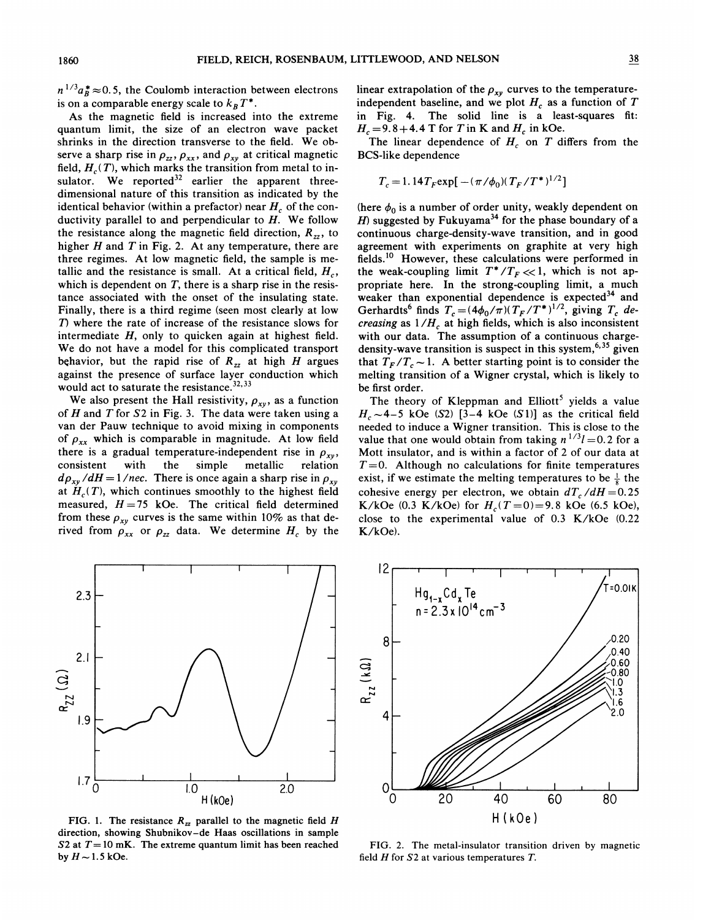$n^{1/3}a_B^* \approx 0.5$, the Coulomb interaction between electrons is on a comparable energy scale to $k_B T^*$.

As the magnetic field is increased into the extreme quantum limit, the size of an electron wave packet shrinks in the direction transverse to the field. We observe a sharp rise in $\rho_{zz}$, $\rho_{xx}$, and $\rho_{xy}$ at critical magnetic field, $H_c(T)$, which marks the transition from metal to insulator. We reported[32] earlier the apparent three-dimensional nature of this transition as indicated by the identical behavior (within a prefactor) near $H_c$ of the conductivity parallel to and perpendicular to $H$. We follow the resistance along the magnetic field direction, $R_{zz}$, to higher $H$ and $T$ in Fig. 2. At any temperature, there are three regimes. At low magnetic field, the sample is metallic and the resistance is small. At a critical field, $H_c$, which is dependent on $T$, there is a sharp rise in the resistance associated with the onset of the insulating state. Finally, there is a third regime (seen most clearly at low $T$) where the rate of increase of the resistance slows for intermediate $H$, only to quicken again at highest field. We do not have a model for this complicated transport behavior, but the rapid rise of $R_{zz}$ at high $H$ argues against the presence of surface layer conduction which would act to saturate the resistance.[32,33]

We also present the Hall resistivity, $\rho_{xy}$, as a function of $H$ and $T$ for S2 in Fig. 3. The data were taken using a van der Pauw technique to avoid mixing in components of $\rho_{xx}$ which is comparable in magnitude. At low field there is a gradual temperature-independent rise in $\rho_{xy}$, consistent with the simple metallic relation $d\rho_{xy}/dH = 1/nec$. There is once again a sharp rise in $\rho_{xy}$ at $H_c(T)$, which continues smoothly to the highest field measured, $H = 75$ kOe. The critical field determined from these $\rho_{xy}$ curves is the same within 10% as that derived from $\rho_{xx}$ or $\rho_{zz}$ data. We determine $H_c$ by the linear extrapolation of the $\rho_{xy}$ curves to the temperature-independent baseline, and we plot $H_c$ as a function of $T$ in Fig. 4. The solid line is a least-squares fit: $H_c = 9.8 + 4.4$ T for $T$ in K and $H_c$ in kOe.

The linear dependence of $H_c$ on $T$ differs from the BCS-like dependence

$$T_c = 1.14 T_F \exp[-(\pi/\phi_0)(T_F/T^*)^{1/2}]$$

(here $\phi_0$ is a number of order unity, weakly dependent on $H$) suggested by Fukuyama[34] for the phase boundary of a continuous charge-density-wave transition, and in good agreement with experiments on graphite at very high fields.[10] However, these calculations were performed in the weak-coupling limit $T^*/T_F \ll 1$, which is not appropriate here. In the strong-coupling limit, a much weaker than exponential dependence is expected[34] and Gerhardts[6] finds $T_c = (4\phi_0/\pi)(T_F/T^*)^{1/2}$, giving $T_c$ *decreasing* as $1/H_c$ at high fields, which is also inconsistent with our data. The assumption of a continuous charge-density-wave transition is suspect in this system,[6,35] given that $T_F/T_c \sim 1$. A better starting point is to consider the melting transition of a Wigner crystal, which is likely to be first order.

The theory of Kleppman and Elliott[5] yields a value $H_c \sim 4$–$5$ kOe (S2) [3–4 kOe (S1)] as the critical field needed to induce a Wigner transition. This is close to the value that one would obtain from taking $n^{1/3}l = 0.2$ for a Mott insulator, and is within a factor of 2 of our data at $T = 0$. Although no calculations for finite temperatures exist, if we estimate the melting temperatures to be $\frac{1}{8}$ the cohesive energy per electron, we obtain $dT_c/dH = 0.25$ K/kOe (0.3 K/kOe) for $H_c(T=0) = 9.8$ kOe (6.5 kOe), close to the experimental value of 0.3 K/kOe (0.22 K/kOe).

FIG. 1. The resistance $R_{zz}$ parallel to the magnetic field $H$ direction, showing Shubnikov–de Haas oscillations in sample S2 at $T = 10$ mK. The extreme quantum limit has been reached by $H \sim 1.5$ kOe.

FIG. 2. The metal-insulator transition driven by magnetic field $H$ for S2 at various temperatures $T$.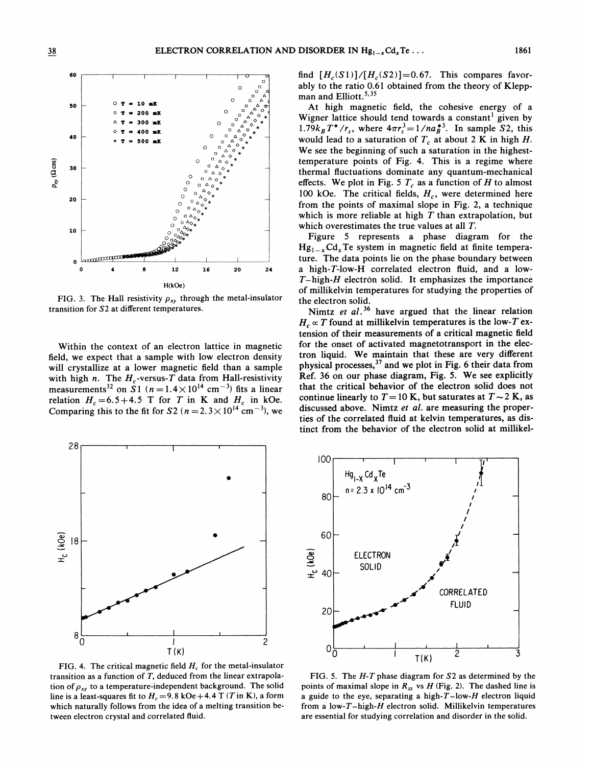FIG. 3. The Hall resistivity $\rho_{xy}$ through the metal-insulator transition for $S2$ at different temperatures.

Within the context of an electron lattice in magnetic field, we expect that a sample with low electron density will crystallize at a lower magnetic field than a sample with high $n$. The $H_c$-versus-$T$ data from Hall-resistivity measurements[32] on $S1$ ($n=1.4\times10^{14}$ cm$^{-3}$) fits a linear relation $H_c=6.5+4.5$ T for $T$ in K and $H_c$ in kOe. Comparing this to the fit for $S2$ ($n=2.3\times10^{14}$ cm$^{-3}$), we find $[H_c(S1)]/[H_c(S2)]=0.67$. This compares favorably to the ratio 0.61 obtained from the theory of Kleppman and Elliott.[5,35]

At high magnetic field, the cohesive energy of a Wigner lattice should tend towards a constant[1] given by $1.79k_BT^*/r_s$, where $4\pi r_s^3=1/na_B^{*3}$. In sample $S2$, this would lead to a saturation of $T_c$ at about 2 K in high $H$. We see the beginning of such a saturation in the highest-temperature points of Fig. 4. This is a regime where thermal fluctuations dominate any quantum-mechanical effects. We plot in Fig. 5 $T_c$ as a function of $H$ to almost 100 kOe. The critical fields, $H_c$, were determined here from the points of maximal slope in Fig. 2, a technique which is more reliable at high $T$ than extrapolation, but which overestimates the true values at all $T$.

Figure 5 represents a phase diagram for the $Hg_{1-x}Cd_xTe$ system in magnetic field at finite temperature. The data points lie on the phase boundary between a high-$T$-low-$H$ correlated electron fluid, and a low-$T$–high-$H$ electron solid. It emphasizes the importance of millikelvin temperatures for studying the properties of the electron solid.

Nimtz *et al.*[36] have argued that the linear relation $H_c \propto T$ found at millikelvin temperatures is the low-$T$ extension of their measurements of a critical magnetic field for the onset of activated magnetotransport in the electron liquid. We maintain that these are very different physical processes,[37] and we plot in Fig. 6 their data from Ref. 36 on our phase diagram, Fig. 5. We see explicitly that the critical behavior of the electron solid does not continue linearly to $T=10$ K, but saturates at $T\sim2$ K, as discussed above. Nimtz *et al.* are measuring the properties of the correlated fluid at kelvin temperatures, as distinct from the behavior of the electron solid at millikel-

FIG. 4. The critical magnetic field $H_c$ for the metal-insulator transition as a function of $T$, deduced from the linear extrapolation of $\rho_{xy}$ to a temperature-independent background. The solid line is a least-squares fit to $H_c=9.8$ kOe$+4.4$ T ($T$ in K), a form which naturally follows from the idea of a melting transition between electron crystal and correlated fluid.

FIG. 5. The $H$-$T$ phase diagram for $S2$ as determined by the points of maximal slope in $R_{zz}$ vs $H$ (Fig. 2). The dashed line is a guide to the eye, separating a high-$T$–low-$H$ electron liquid from a low-$T$–high-$H$ electron solid. Millikelvin temperatures are essential for studying correlation and disorder in the solid.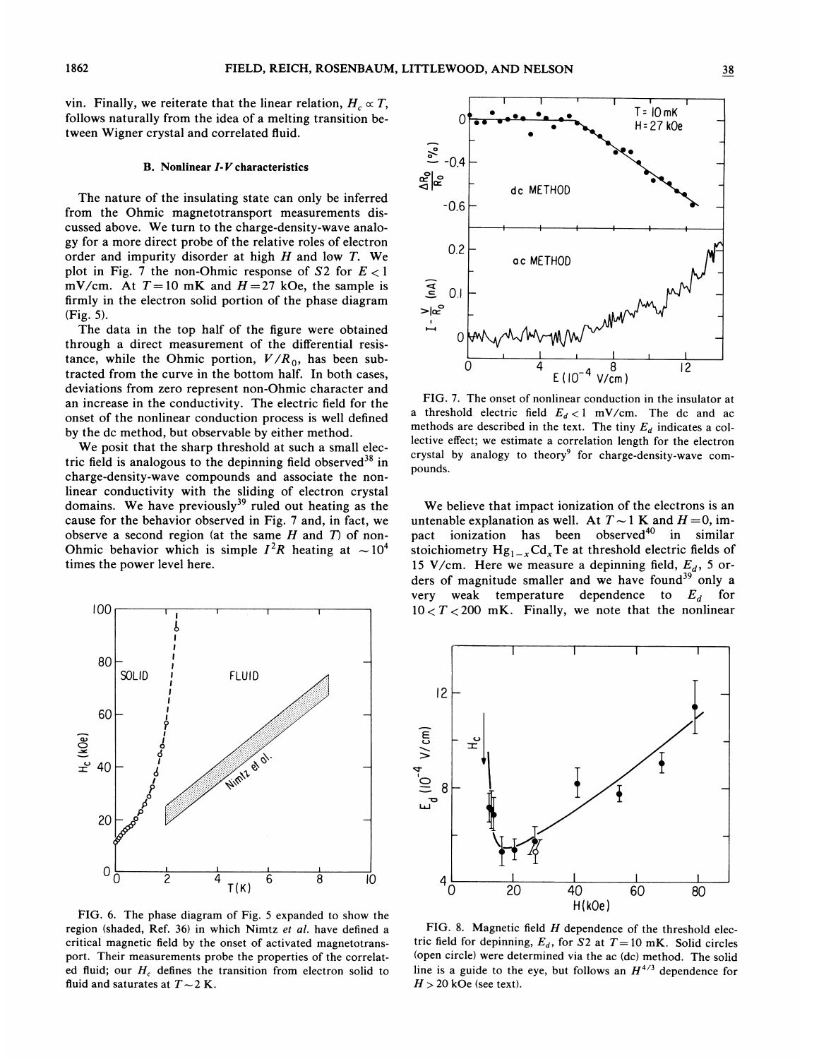vin. Finally, we reiterate that the linear relation, $H_c \propto T$, follows naturally from the idea of a melting transition between Wigner crystal and correlated fluid.

### B. Nonlinear I-V characteristics

The nature of the insulating state can only be inferred from the Ohmic magnetotransport measurements discussed above. We turn to the charge-density-wave analogy for a more direct probe of the relative roles of electron order and impurity disorder at high $H$ and low $T$. We plot in Fig. 7 the non-Ohmic response of $S2$ for $E < 1$ mV/cm. At $T = 10$ mK and $H = 27$ kOe, the sample is firmly in the electron solid portion of the phase diagram (Fig. 5).

The data in the top half of the figure were obtained through a direct measurement of the differential resistance, while the Ohmic portion, $V/R_0$, has been subtracted from the curve in the bottom half. In both cases, deviations from zero represent non-Ohmic character and an increase in the conductivity. The electric field for the onset of the nonlinear conduction process is well defined by the dc method, but observable by either method.

We posit that the sharp threshold at such a small electric field is analogous to the depinning field observed[38] in charge-density-wave compounds and associate the nonlinear conductivity with the sliding of electron crystal domains. We have previously[39] ruled out heating as the cause for the behavior observed in Fig. 7 and, in fact, we observe a second region (at the same $H$ and $T$) of non-Ohmic behavior which is simple $I^2R$ heating at $\sim 10^4$ times the power level here.

FIG. 6. The phase diagram of Fig. 5 expanded to show the region (shaded, Ref. 36) in which Nimtz *et al.* have defined a critical magnetic field by the onset of activated magnetotransport. Their measurements probe the properties of the correlated fluid; our $H_c$ defines the transition from electron solid to fluid and saturates at $T \sim 2$ K.

FIG. 7. The onset of nonlinear conduction in the insulator at a threshold electric field $E_d < 1$ mV/cm. The dc and ac methods are described in the text. The tiny $E_d$ indicates a collective effect; we estimate a correlation length for the electron crystal by analogy to theory[9] for charge-density-wave compounds.

We believe that impact ionization of the electrons is an untenable explanation as well. At $T \sim 1$ K and $H = 0$, impact ionization has been observed[40] in similar stoichiometry $Hg_{1-x}Cd_xTe$ at threshold electric fields of 15 V/cm. Here we measure a depinning field, $E_d$, 5 orders of magnitude smaller and we have found[39] only a very weak temperature dependence to $E_d$ for $10 < T < 200$ mK. Finally, we note that the nonlinear

FIG. 8. Magnetic field $H$ dependence of the threshold electric field for depinning, $E_d$, for $S2$ at $T = 10$ mK. Solid circles (open circle) were determined via the ac (dc) method. The solid line is a guide to the eye, but follows an $H^{4/3}$ dependence for $H > 20$ kOe (see text).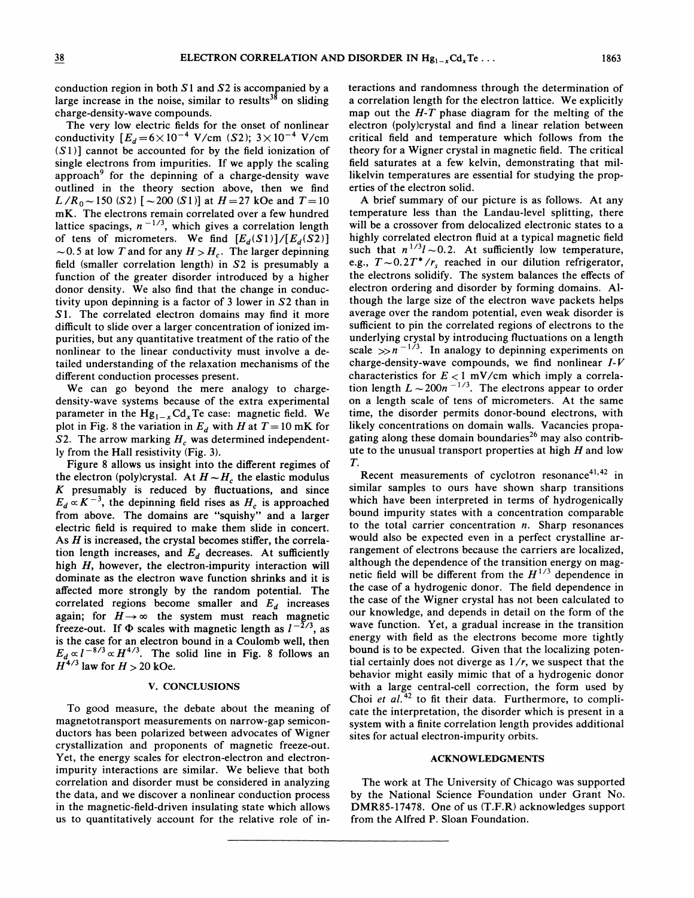conduction region in both $S1$ and $S2$ is accompanied by a large increase in the noise, similar to results[38] on sliding charge-density-wave compounds.

The very low electric fields for the onset of nonlinear conductivity [$E_d = 6\times 10^{-4}$ V/cm ($S2$); $3\times 10^{-4}$ V/cm ($S1$)] cannot be accounted for by the field ionization of single electrons from impurities. If we apply the scaling approach[9] for the depinning of a charge-density wave outlined in the theory section above, then we find $L/R_0 \sim 150$ ($S2$) [$\sim 200$ ($S1$)] at $H = 27$ kOe and $T = 10$ mK. The electrons remain correlated over a few hundred lattice spacings, $n^{-1/3}$, which gives a correlation length of tens of micrometers. We find $[E_d(S1)]/[E_d(S2)] \sim 0.5$ at low $T$ and for any $H > H_c$. The larger depinning field (smaller correlation length) in $S2$ is presumably a function of the greater disorder introduced by a higher donor density. We also find that the change in conductivity upon depinning is a factor of 3 lower in $S2$ than in $S1$. The correlated electron domains may find it more difficult to slide over a larger concentration of ionized impurities, but any quantitative treatment of the ratio of the nonlinear to the linear conductivity must involve a detailed understanding of the relaxation mechanisms of the different conduction processes present.

We can go beyond the mere analogy to charge-density-wave systems because of the extra experimental parameter in the $Hg_{1-x}Cd_xTe$ case: magnetic field. We plot in Fig. 8 the variation in $E_d$ with $H$ at $T = 10$ mK for $S2$. The arrow marking $H_c$ was determined independently from the Hall resistivity (Fig. 3).

Figure 8 allows us insight into the different regimes of the electron (poly)crystal. At $H \sim H_c$ the elastic modulus $K$ presumably is reduced by fluctuations, and since $E_d \propto K^{-3}$, the depinning field rises as $H_c$ is approached from above. The domains are "squishy" and a larger electric field is required to make them slide in concert. As $H$ is increased, the crystal becomes stiffer, the correlation length increases, and $E_d$ decreases. At sufficiently high $H$, however, the electron-impurity interaction will dominate as the electron wave function shrinks and it is affected more strongly by the random potential. The correlated regions become smaller and $E_d$ increases again; for $H \to \infty$ the system must reach magnetic freeze-out. If $\Phi$ scales with magnetic length as $l^{-2/3}$, as is the case for an electron bound in a Coulomb well, then $E_d \propto l^{-8/3} \propto H^{4/3}$. The solid line in Fig. 8 follows an $H^{4/3}$ law for $H > 20$ kOe.

## V. CONCLUSIONS

To good measure, the debate about the meaning of magnetotransport measurements on narrow-gap semiconductors has been polarized between advocates of Wigner crystallization and proponents of magnetic freeze-out. Yet, the energy scales for electron-electron and electron-impurity interactions are similar. We believe that both correlation and disorder must be considered in analyzing the data, and we discover a nonlinear conduction process in the magnetic-field-driven insulating state which allows us to quantitatively account for the relative role of interactions and randomness through the determination of a correlation length for the electron lattice. We explicitly map out the $H$-$T$ phase diagram for the melting of the electron (poly)crystal and find a linear relation between critical field and temperature which follows from the theory for a Wigner crystal in magnetic field. The critical field saturates at a few kelvin, demonstrating that millikelvin temperatures are essential for studying the properties of the electron solid.

A brief summary of our picture is as follows. At any temperature less than the Landau-level splitting, there will be a crossover from delocalized electronic states to a highly correlated electron fluid at a typical magnetic field such that $n^{1/3} l \sim 0.2$. At sufficiently low temperature, e.g., $T \sim 0.2T^*/r_s$ reached in our dilution refrigerator, the electrons solidify. The system balances the effects of electron ordering and disorder by forming domains. Although the large size of the electron wave packets helps average over the random potential, even weak disorder is sufficient to pin the correlated regions of electrons to the underlying crystal by introducing fluctuations on a length scale $\gg n^{-1/3}$. In analogy to depinning experiments on charge-density-wave compounds, we find nonlinear $I$-$V$ characteristics for $E < 1$ mV/cm which imply a correlation length $L \sim 200 n^{-1/3}$. The electrons appear to order on a length scale of tens of micrometers. At the same time, the disorder permits donor-bound electrons, with likely concentrations on domain walls. Vacancies propagating along these domain boundaries[26] may also contribute to the unusual transport properties at high $H$ and low $T$.

Recent measurements of cyclotron resonance[41,42] in similar samples to ours have shown sharp transitions which have been interpreted in terms of hydrogenically bound impurity states with a concentration comparable to the total carrier concentration $n$. Sharp resonances would also be expected even in a perfect crystalline arrangement of electrons because the carriers are localized, although the dependence of the transition energy on magnetic field will be different from the $H^{1/3}$ dependence in the case of a hydrogenic donor. The field dependence in the case of the Wigner crystal has not been calculated to our knowledge, and depends in detail on the form of the wave function. Yet, a gradual increase in the transition energy with field as the electrons become more tightly bound is to be expected. Given that the localizing potential certainly does not diverge as $1/r$, we suspect that the behavior might easily mimic that of a hydrogenic donor with a large central-cell correction, the form used by Choi *et al.*[42] to fit their data. Furthermore, to complicate the interpretation, the disorder which is present in a system with a finite correlation length provides additional sites for actual electron-impurity orbits.

## ACKNOWLEDGMENTS

The work at The University of Chicago was supported by the National Science Foundation under Grant No. DMR85-17478. One of us (T.F.R) acknowledges support from the Alfred P. Sloan Foundation.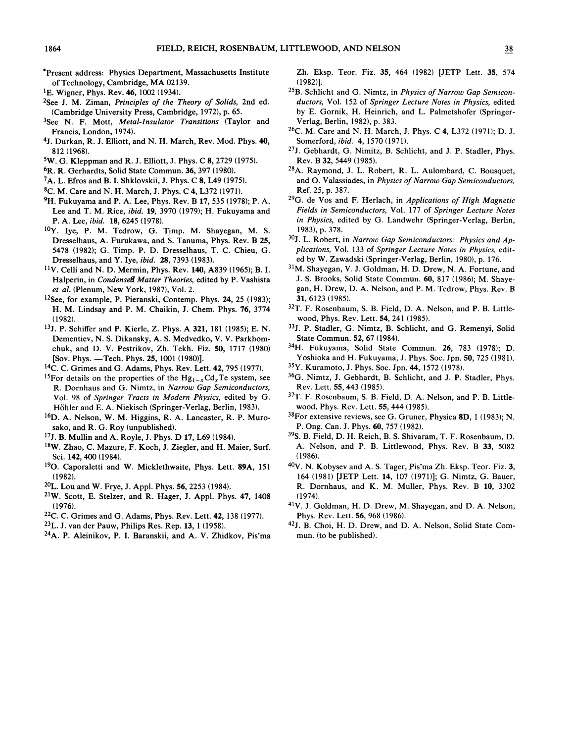*Present address: Physics Department, Massachusetts Institute of Technology, Cambridge, MA 02139.

[1] E. Wigner, Phys. Rev. **46**, 1002 (1934).

[2] See J. M. Ziman, *Principles of the Theory of Solids*, 2nd ed. (Cambridge University Press, Cambridge, 1972), p. 65.

[3] See N. F. Mott, *Metal-Insulator Transitions* (Taylor and Francis, London, 1974).

[4] J. Durkan, R. J. Elliott, and N. H. March, Rev. Mod. Phys. **40**, 812 (1968).

[5] W. G. Kleppman and R. J. Elliott, J. Phys. C **8**, 2729 (1975).

[6] R. R. Gerhardts, Solid State Commun. **36**, 397 (1980).

[7] A. L. Efros and B. I. Shklovskii, J. Phys. C **8**, L49 (1975).

[8] C. M. Care and N. H. March, J. Phys. C **4**, L372 (1971).

[9] H. Fukuyama and P. A. Lee, Phys. Rev. B **17**, 535 (1978); P. A. Lee and T. M. Rice, *ibid.* **19**, 3970 (1979); H. Fukuyama and P. A. Lee, *ibid.* **18**, 6245 (1978).

[10] Y. Iye, P. M. Tedrow, G. Timp. M. Shayegan, M. S. Dresselhaus, A. Furukawa, and S. Tanuma, Phys. Rev. B **25**, 5478 (1982); G. Timp. P. D. Dresselhaus, T. C. Chieu, G. Dresselhaus, and Y. Iye, *ibid.* **28**, 7393 (1983).

[11] V. Celli and N. D. Mermin, Phys. Rev. **140**, A839 (1965); B. I. Halperin, in *Condensed Matter Theories*, edited by P. Vashista *et al.* (Plenum, New York, 1987), Vol. 2.

[12] See, for example, P. Pieranski, Contemp. Phys. **24**, 25 (1983); H. M. Lindsay and P. M. Chaikin, J. Chem. Phys. **76**, 3774 (1982).

[13] J. P. Schiffer and P. Kierle, Z. Phys. A **321**, 181 (1985); E. N. Dementiev, N. S. Dikansky, A. S. Medvedko, V. V. Parkhomchuk, and D. V. Pestrikov, Zh. Tekh. Fiz. **50**, 1717 (1980) [Sov. Phys. —Tech. Phys. **25**, 1001 (1980)].

[14] C. C. Grimes and G. Adams, Phys. Rev. Lett. **42**, 795 (1977).

[15] For details on the properties of the $Hg_{1-x}Cd_xTe$ system, see R. Dornhaus and G. Nimtz, in *Narrow Gap Semiconductors*, Vol. 98 of *Springer Tracts in Modern Physics*, edited by G. Höhler and E. A. Niekisch (Springer-Verlag, Berlin, 1983).

[16] D. A. Nelson, W. M. Higgins, R. A. Lancaster, R. P. Murosako, and R. G. Roy (unpublished).

[17] J. B. Mullin and A. Royle, J. Phys. D **17**, L69 (1984).

[18] W. Zhao, C. Mazure, F. Koch, J. Ziegler, and H. Maier, Surf. Sci. **142**, 400 (1984).

[19] O. Caporaletti and W. Micklethwaite, Phys. Lett. **89A**, 151 (1982).

[20] L. Lou and W. Frye, J. Appl. Phys. **56**, 2253 (1984).

[21] W. Scott, E. Stelzer, and R. Hager, J. Appl. Phys. **47**, 1408 (1976).

[22] C. C. Grimes and G. Adams, Phys. Rev. Lett. **42**, 138 (1977).

[23] L. J. van der Pauw, Philips Res. Rep. **13**, 1 (1958).

[24] A. P. Aleinikov, P. I. Baranskii, and A. V. Zhidkov, Pis'ma Zh. Eksp. Teor. Fiz. **35**, 464 (1982) [JETP Lett. **35**, 574 (1982)].

[25] B. Schlicht and G. Nimtz, in *Physics of Narrow Gap Semiconductors*, Vol. 152 of *Springer Lecture Notes in Physics*, edited by E. Gornik, H. Heinrich, and L. Palmetshofer (Springer-Verlag, Berlin, 1982), p. 383.

[26] C. M. Care and N. H. March, J. Phys. C **4**, L372 (1971); D. J. Somerford, *ibid.* **4**, 1570 (1971).

[27] J. Gebhardt, G. Nimitz, B. Schlicht, and J. P. Stadler, Phys. Rev. B **32**, 5449 (1985).

[28] A. Raymond, J. L. Robert, R. L. Aulombard, C. Bousquet, and O. Valassiades, in *Physics of Narrow Gap Semiconductors*, Ref. 25, p. 387.

[29] G. de Vos and F. Herlach, in *Applications of High Magnetic Fields in Semiconductors*, Vol. 177 of *Springer Lecture Notes in Physics*, edited by G. Landwehr (Springer-Verlag, Berlin, 1983), p. 378.

[30] J. L. Robert, in *Narrow Gap Semiconductors: Physics and Applications*, Vol. 133 of *Springer Lecture Notes in Physics*, edited by W. Zawadski (Springer-Verlag, Berlin, 1980), p. 176.

[31] M. Shayegan, V. J. Goldman, H. D. Drew, N. A. Fortune, and J. S. Brooks, Solid State Commun. **60**, 817 (1986); M. Shayegan, H. Drew, D. A. Nelson, and P. M. Tedrow, Phys. Rev. B **31**, 6123 (1985).

[32] T. F. Rosenbaum, S. B. Field, D. A. Nelson, and P. B. Littlewood, Phys. Rev. Lett. **54**, 241 (1985).

[33] J. P. Stadler, G. Nimtz, B. Schlicht, and G. Remenyi, Solid State Commun. **52**, 67 (1984).

[34] H. Fukuyama, Solid State Commun. **26**, 783 (1978); D. Yoshioka and H. Fukuyama, J. Phys. Soc. Jpn. **50**, 725 (1981).

[35] Y. Kuramoto, J. Phys. Soc. Jpn. **44**, 1572 (1978).

[36] G. Nimtz, J. Gebhardt, B. Schlicht, and J. P. Stadler, Phys. Rev. Lett. **55**, 443 (1985).

[37] T. F. Rosenbaum, S. B. Field, D. A. Nelson, and P. B. Littlewood, Phys. Rev. Lett. **55**, 444 (1985).

[38] For extensive reviews, see G. Gruner, Physica **8D**, 1 (1983); N. P. Ong. Can. J. Phys. **60**, 757 (1982).

[39] S. B. Field, D. H. Reich, B. S. Shivaram, T. F. Rosenbaum, D. A. Nelson, and P. B. Littlewood, Phys. Rev. B **33**, 5082 (1986).

[40] V. N. Kobysev and A. S. Tager, Pis'ma Zh. Eksp. Teor. Fiz. **3**, 164 (1981) [JETP Lett. **14**, 107 (1971)]; G. Nimtz, G. Bauer, R. Dornhaus, and K. M. Muller, Phys. Rev. B **10**, 3302 (1974).

[41] V. J. Goldman, H. D. Drew, M. Shayegan, and D. A. Nelson, Phys. Rev. Lett. **56**, 968 (1986).

[42] J. B. Choi, H. D. Drew, and D. A. Nelson, Solid State Commun. (to be published).